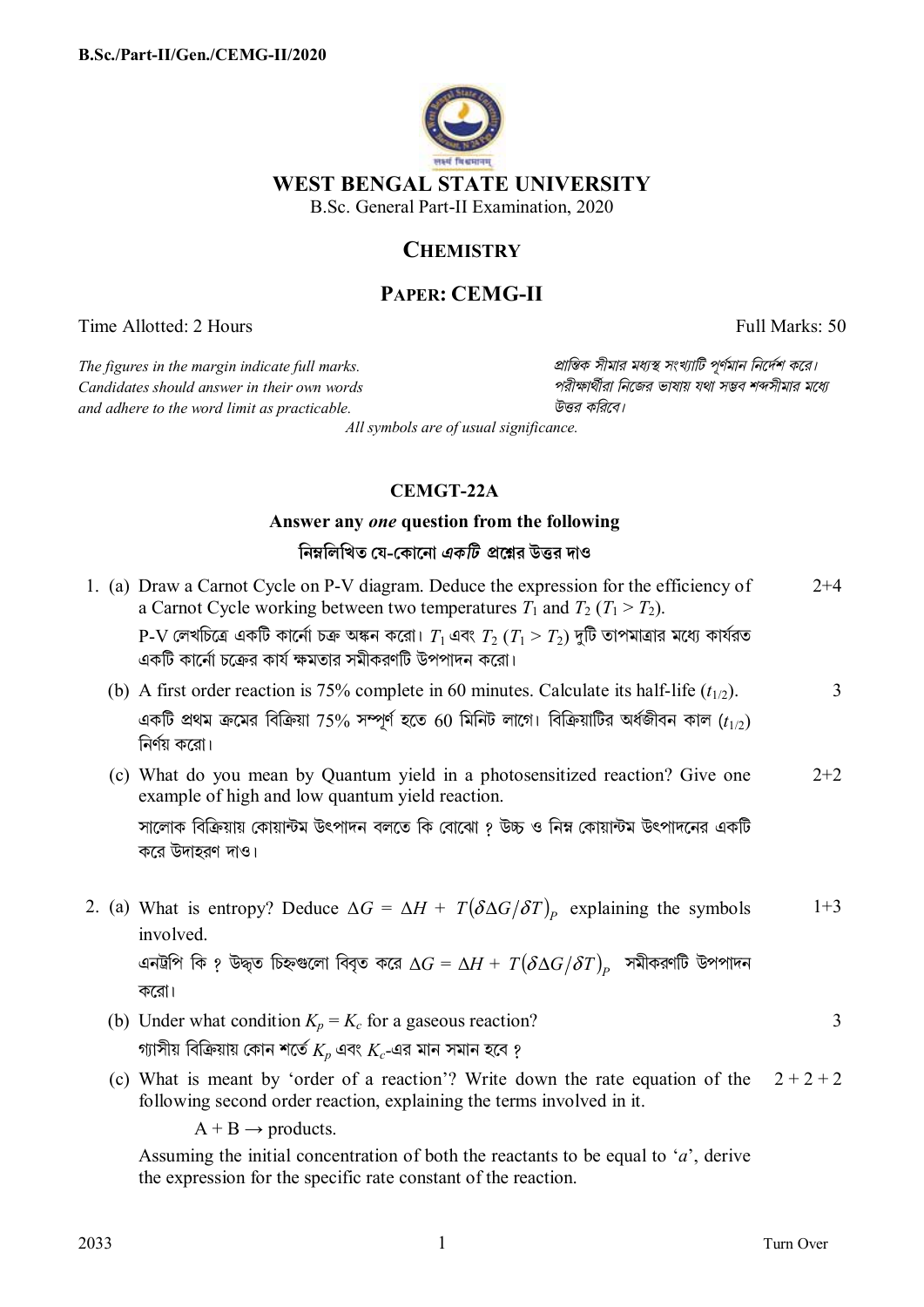# WEST BENGAL STATE UNIVERSITY

B.Sc. General Part-II Examination, 2020

## CHEMISTRY

## PAPER: CEMG-II

Time Allotted: 2 Hours | Full Marks: 50

*The figures in the margin indicate full marks.*
*Candidates should answer in their own words and adhere to the word limit as practicable.*

*প্রান্তিক সীমার মধ্যস্থ সংখ্যাটি পূর্ণমান নির্দেশ করে।*
*পরীক্ষার্থীরা নিজের ভাষায় যথা সম্ভব শব্দসীমার মধ্যে উত্তর করিবে।*

*All symbols are of usual significance.*

### CEMGT-22A

**Answer any *one* question from the following**

**নিম্নলিখিত যে-কোনো *একটি* প্রশ্নের উত্তর দাও**

1. (a) Draw a Carnot Cycle on P-V diagram. Deduce the expression for the efficiency of a Carnot Cycle working between two temperatures $T_1$ and $T_2$ ($T_1 > T_2$). — 2+4

   P-V লেখচিত্রে একটি কার্নো চক্র অঙ্কন করো। $T_1$ এবং $T_2$ ($T_1 > T_2$) দুটি তাপমাত্রার মধ্যে কার্যরত একটি কার্নো চক্রের কার্য ক্ষমতার সমীকরণটি উপপাদন করো।

   (b) A first order reaction is 75% complete in 60 minutes. Calculate its half-life ($t_{1/2}$). — 3

   একটি প্রথম ক্রমের বিক্রিয়া 75% সম্পূর্ণ হতে 60 মিনিট লাগে। বিক্রিয়াটির অর্ধজীবন কাল ($t_{1/2}$) নির্ণয় করো।

   (c) What do you mean by Quantum yield in a photosensitized reaction? Give one example of high and low quantum yield reaction. — 2+2

   সালোক বিক্রিয়ায় কোয়ান্টম উৎপাদন বলতে কি বোঝো ? উচ্চ ও নিম্ন কোয়ান্টম উৎপাদনের একটি করে উদাহরণ দাও।

2. (a) What is entropy? Deduce $\Delta G = \Delta H + T(\delta\Delta G/\delta T)_P$ explaining the symbols involved. — 1+3

   এনট্রপি কি ? উদ্ধৃত চিহ্নগুলো বিবৃত করে $\Delta G = \Delta H + T(\delta\Delta G/\delta T)_P$ সমীকরণটি উপপাদন করো।

   (b) Under what condition $K_p = K_c$ for a gaseous reaction? — 3

   গ্যাসীয় বিক্রিয়ায় কোন শর্তে $K_p$ এবং $K_c$-এর মান সমান হবে ?

   (c) What is meant by 'order of a reaction'? Write down the rate equation of the following second order reaction, explaining the terms involved in it. — 2 + 2 + 2

   A + B → products.

   Assuming the initial concentration of both the reactants to be equal to '$a$', derive the expression for the specific rate constant of the reaction.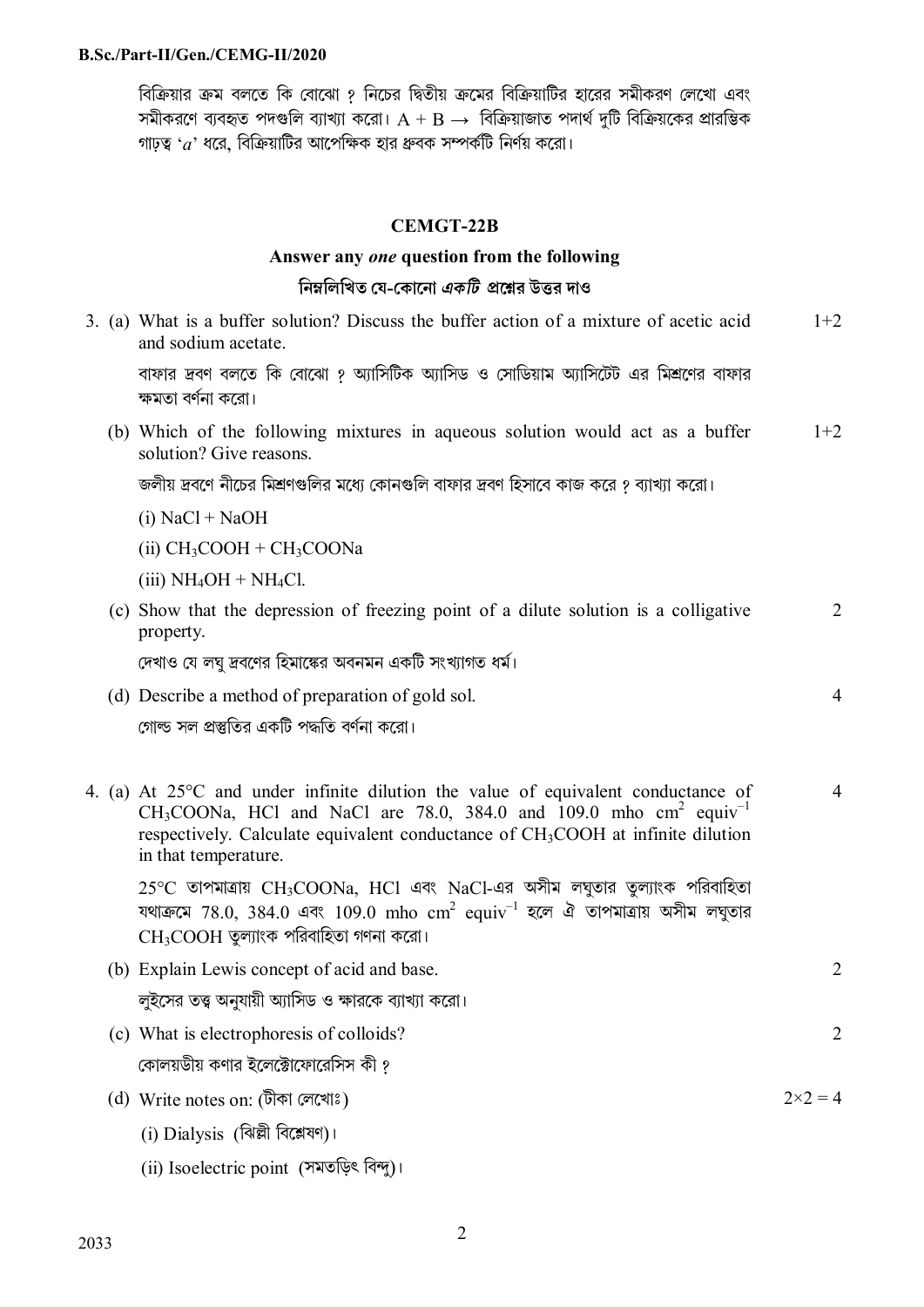বিক্রিয়ার ক্রম বলতে কি বোঝো ? নিচের দ্বিতীয় ক্রমের বিক্রিয়াটির হারের সমীকরণ লেখো এবং সমীকরণে ব্যবহৃত পদগুলি ব্যাখ্যা করো। $A + B \rightarrow$ বিক্রিয়াজাত পদার্থ দুটি বিক্রিয়কের প্রারম্ভিক গাঢ়ত্ব '$a$' ধরে, বিক্রিয়াটির আপেক্ষিক হার ধ্রুবক সম্পর্কটি নির্ণয় করো।

## CEMGT-22B

**Answer any *one* question from the following**

**নিম্নলিখিত যে-কোনো *একটি* প্রশ্নের উত্তর দাও**

3. (a) What is a buffer solution? Discuss the buffer action of a mixture of acetic acid and sodium acetate. — 1+2

   বাফার দ্রবণ বলতে কি বোঝো ? অ্যাসিটিক অ্যাসিড ও সোডিয়াম অ্যাসিটেট এর মিশ্রণের বাফার ক্ষমতা বর্ণনা করো।

   (b) Which of the following mixtures in aqueous solution would act as a buffer solution? Give reasons. — 1+2

   জলীয় দ্রবণে নীচের মিশ্রণগুলির মধ্যে কোনগুলি বাফার দ্রবণ হিসাবে কাজ করে ? ব্যাখ্যা করো।

   (i) $NaCl + NaOH$

   (ii) $CH_3COOH + CH_3COONa$

   (iii) $NH_4OH + NH_4Cl$.

   (c) Show that the depression of freezing point of a dilute solution is a colligative property. — 2

   দেখাও যে লঘু দ্রবণের হিমাঙ্কের অবনমন একটি সংখ্যাগত ধর্ম।

   (d) Describe a method of preparation of gold sol. — 4

   গোল্ড সল প্রস্তুতির একটি পদ্ধতি বর্ণনা করো।

4. (a) At 25°C and under infinite dilution the value of equivalent conductance of $CH_3COONa$, $HCl$ and $NaCl$ are 78.0, 384.0 and 109.0 mho $cm^2$ $equiv^{-1}$ respectively. Calculate equivalent conductance of $CH_3COOH$ at infinite dilution in that temperature. — 4

   25°C তাপমাত্রায় $CH_3COONa$, $HCl$ এবং $NaCl$-এর অসীম লঘুতার তুল্যাংক পরিবাহিতা যথাক্রমে 78.0, 384.0 এবং 109.0 mho $cm^2$ $equiv^{-1}$ হলে ঐ তাপমাত্রায় অসীম লঘুতার $CH_3COOH$ তুল্যাংক পরিবাহিতা গণনা করো।

   (b) Explain Lewis concept of acid and base. — 2

   লুইসের তত্ত্ব অনুযায়ী অ্যাসিড ও ক্ষারকে ব্যাখ্যা করো।

   (c) What is electrophoresis of colloids? — 2

   কোলয়ডীয় কণার ইলেক্ট্রোফোরেসিস কী ?

   (d) Write notes on: (টীকা লেখোঃ) — 2×2 = 4

   (i) Dialysis (ঝিল্লী বিশ্লেষণ)।

   (ii) Isoelectric point (সমতড়িৎ বিন্দু)।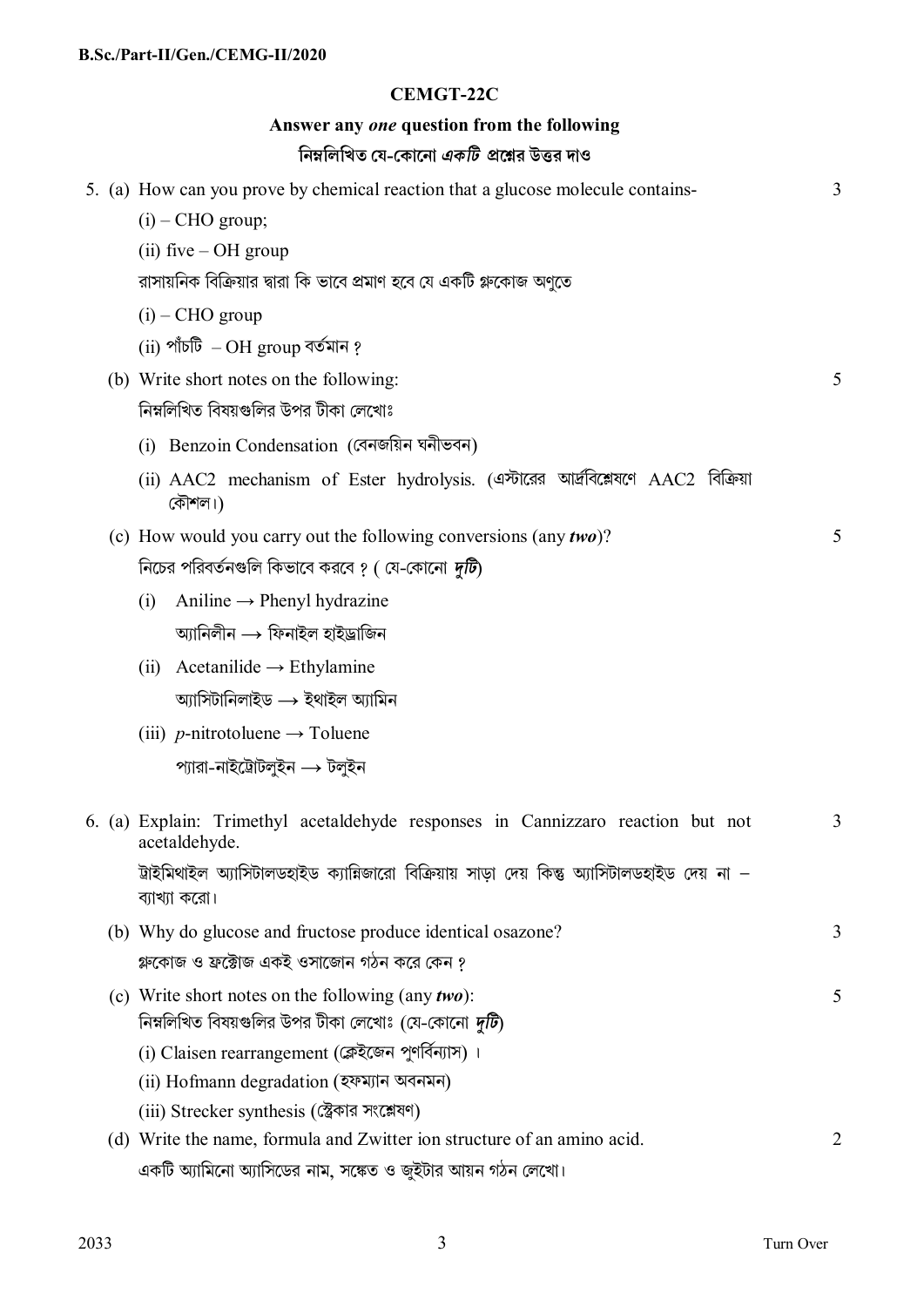## CEMGT-22C

**Answer any *one* question from the following**

**নিম্নলিখিত যে-কোনো *একটি* প্রশ্নের উত্তর দাও**

5. (a) How can you prove by chemical reaction that a glucose molecule contains- 3

(i) – CHO group;

(ii) five – OH group

রাসায়নিক বিক্রিয়ার দ্বারা কি ভাবে প্রমাণ হবে যে একটি গ্লুকোজ অণুতে

(i) – CHO group

(ii) পাঁচটি – OH group বর্তমান ?

(b) Write short notes on the following: 5

নিম্নলিখিত বিষয়গুলির উপর টীকা লেখোঃ

(i) Benzoin Condensation (বেনজয়িন ঘনীভবন)

(ii) AAC2 mechanism of Ester hydrolysis. (এস্টারের আর্দ্রবিশ্লেষণে AAC2 বিক্রিয়া কৌশল।)

(c) How would you carry out the following conversions (any ***two***)? 5

নিচের পরিবর্তনগুলি কিভাবে করবে ? ( যে-কোনো ***দুটি***)

(i) Aniline → Phenyl hydrazine

অ্যানিলীন → ফিনাইল হাইড্রাজিন

(ii) Acetanilide → Ethylamine

অ্যাসিটানিলাইড → ইথাইল অ্যামিন

(iii) *p*-nitrotoluene → Toluene

প্যারা-নাইট্রোটলুইন → টলুইন

6. (a) Explain: Trimethyl acetaldehyde responses in Cannizzaro reaction but not acetaldehyde. 3

ট্রাইমিথাইল অ্যাসিটালডহাইড ক্যান্নিজারো বিক্রিয়ায় সাড়া দেয় কিন্তু অ্যাসিটালডহাইড দেয় না – ব্যাখ্যা করো।

(b) Why do glucose and fructose produce identical osazone? 3

গ্লুকোজ ও ফ্রুক্টোজ একই ওসাজোন গঠন করে কেন ?

(c) Write short notes on the following (any ***two***): 5

নিম্নলিখিত বিষয়গুলির উপর টীকা লেখোঃ (যে-কোনো ***দুটি***)

(i) Claisen rearrangement (ক্লেইজেন পুণর্বিন্যাস) ।

(ii) Hofmann degradation (হফম্যান অবনমন)

(iii) Strecker synthesis (স্ট্রেকার সংশ্লেষণ)

(d) Write the name, formula and Zwitter ion structure of an amino acid. 2

একটি অ্যামিনো অ্যাসিডের নাম, সঙ্কেত ও জুইটার আয়ন গঠন লেখো।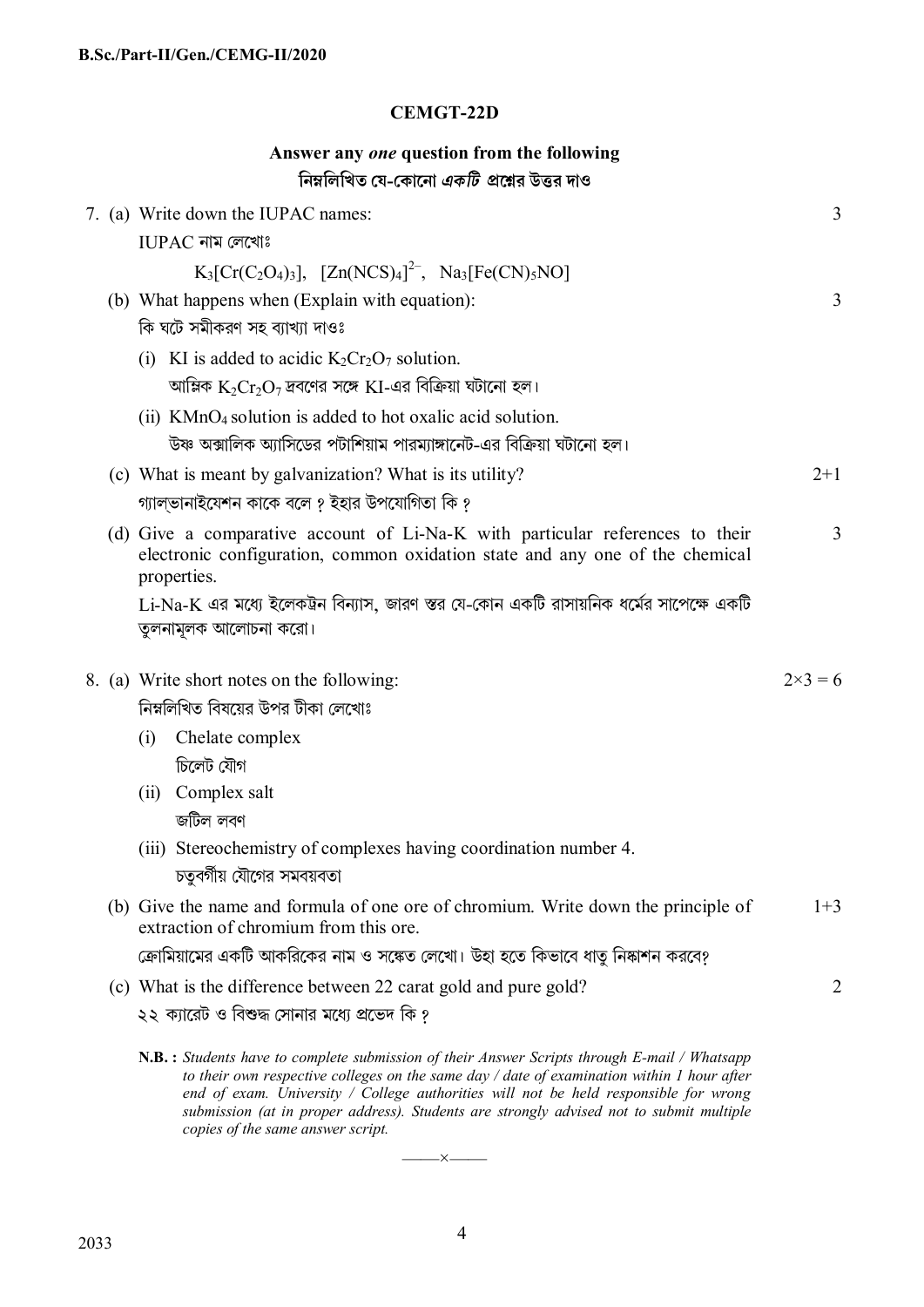## CEMGT-22D

### Answer any *one* question from the following

### নিম্নলিখিত যে-কোনো *একটি* প্রশ্নের উত্তর দাও

7. (a) Write down the IUPAC names: — 3

   IUPAC নাম লেখোঃ

   $K_3[Cr(C_2O_4)_3]$, $[Zn(NCS)_4]^{2-}$, $Na_3[Fe(CN)_5NO]$

   (b) What happens when (Explain with equation): — 3

   কি ঘটে সমীকরণ সহ ব্যাখ্যা দাওঃ

   (i) KI is added to acidic $K_2Cr_2O_7$ solution.

   আম্লিক $K_2Cr_2O_7$ দ্রবণের সঙ্গে KI-এর বিক্রিয়া ঘটানো হল।

   (ii) $KMnO_4$ solution is added to hot oxalic acid solution.

   উষ্ণ অক্সালিক অ্যাসিডের পটাশিয়াম পারম্যাঙ্গানেট-এর বিক্রিয়া ঘটানো হল।

   (c) What is meant by galvanization? What is its utility? — 2+1

   গ্যাল্‌ভানাইযেশন কাকে বলে ? ইহার উপযোগিতা কি ?

   (d) Give a comparative account of Li-Na-K with particular references to their electronic configuration, common oxidation state and any one of the chemical properties. — 3

   Li-Na-K এর মধ্যে ইলেকট্রন বিন্যাস, জারণ স্তর যে-কোন একটি রাসায়নিক ধর্মের সাপেক্ষে একটি তুলনামূলক আলোচনা করো।

8. (a) Write short notes on the following: — 2×3 = 6

   নিম্নলিখিত বিষয়ের উপর টীকা লেখোঃ

   (i) Chelate complex

   চিলেট যৌগ

   (ii) Complex salt

   জটিল লবণ

   (iii) Stereochemistry of complexes having coordination number 4.

   চতুবর্গীয় যৌগের সমবয়বতা

   (b) Give the name and formula of one ore of chromium. Write down the principle of extraction of chromium from this ore. — 1+3

   ক্রোমিয়ামের একটি আকরিকের নাম ও সঙ্কেত লেখো। উহা হতে কিভাবে ধাতু নিষ্কাশন করবে?

   (c) What is the difference between 22 carat gold and pure gold? — 2

   ২২ ক্যারেট ও বিশুদ্ধ সোনার মধ্যে প্রভেদ কি ?

**N.B. :** *Students have to complete submission of their Answer Scripts through E-mail / Whatsapp to their own respective colleges on the same day / date of examination within 1 hour after end of exam. University / College authorities will not be held responsible for wrong submission (at in proper address). Students are strongly advised not to submit multiple copies of the same answer script.*

——×——